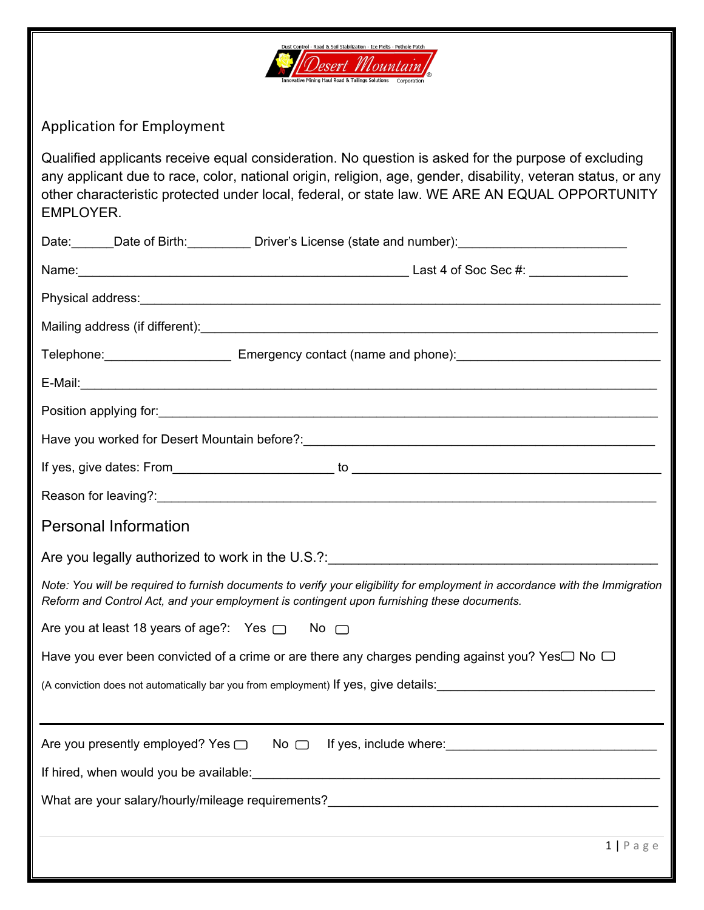Dust Control - Road & Soil Stabilization - Ice Melts - Pothole Patch

Desert Mountain®

Innovative Mining Haul Road & Tailings Solutions Corporation

## Application for Employment

Qualified applicants receive equal consideration. No question is asked for the purpose of excluding any applicant due to race, color, national origin, religion, age, gender, disability, veteran status, or any other characteristic protected under local, federal, or state law. WE ARE AN EQUAL OPPORTUNITY EMPLOYER.

Date:______Date of Birth:_________ Driver's License (state and number):_______________________

Name:_______________________________________________ Last 4 of Soc Sec #: ______________

Physical address:_____________________________________________________________________

Mailing address (if different):__________________________________________________________

Telephone:__________________ Emergency contact (name and phone):_____________________________

E-Mail:______________________________________________________________________________

Position applying for:__________________________________________________________________

Have you worked for Desert Mountain before?:______________________________________________

If yes, give dates: From_______________________ to ____________________________________

Reason for leaving?:___________________________________________________________________

## Personal Information

Are you legally authorized to work in the U.S.?:_____________________________________________

*Note: You will be required to furnish documents to verify your eligibility for employment in accordance with the Immigration Reform and Control Act, and your employment is contingent upon furnishing these documents.*

Are you at least 18 years of age?: Yes ☐ No ☐

Have you ever been convicted of a crime or are there any charges pending against you? Yes☐ No ☐

(A conviction does not automatically bar you from employment) If yes, give details:______________________________

---

Are you presently employed? Yes ☐ No ☐ If yes, include where:______________________________

If hired, when would you be available:_____________________________________________________

What are your salary/hourly/mileage requirements?___________________________________________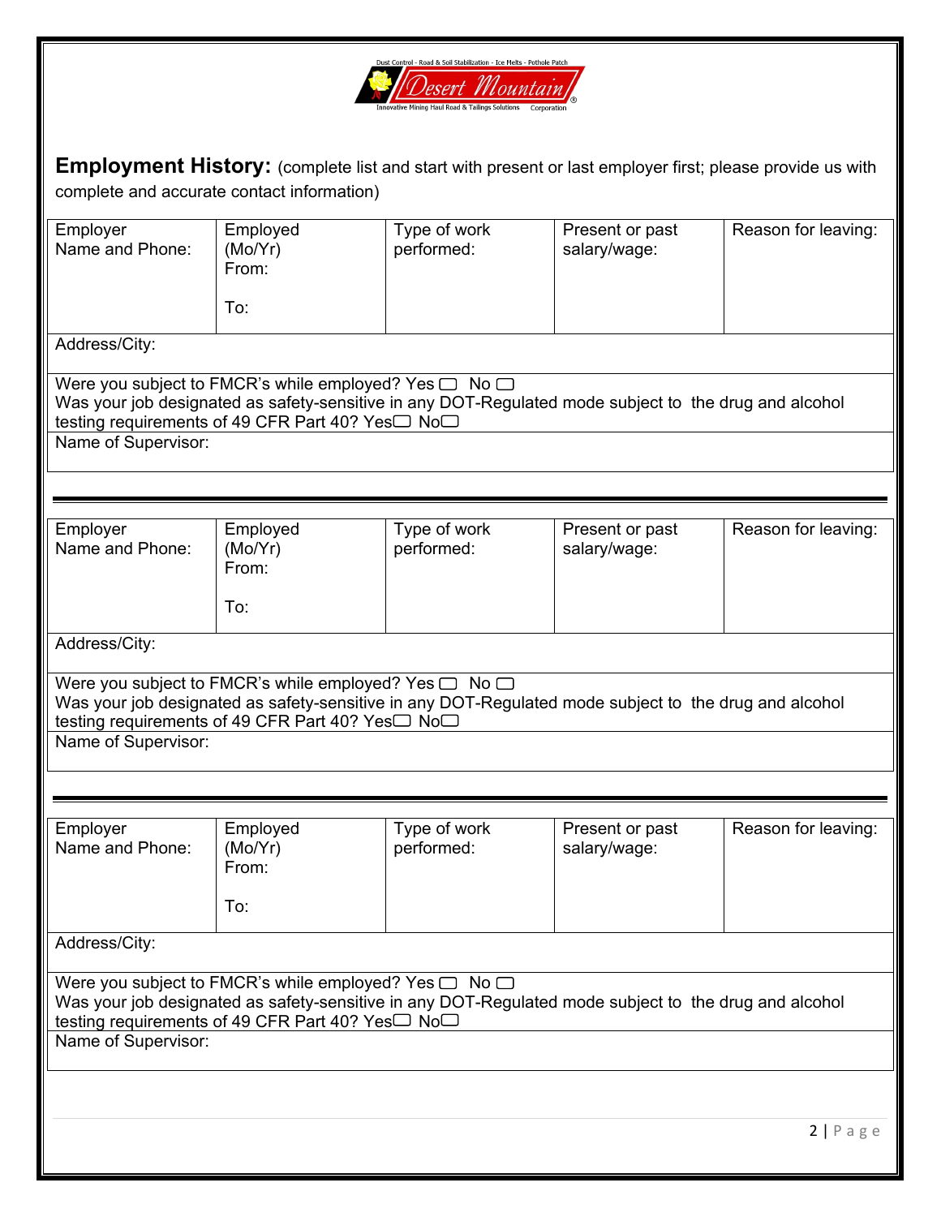**Employment History:** (complete list and start with present or last employer first; please provide us with complete and accurate contact information)

| Employer Name and Phone: | Employed (Mo/Yr) From: To: | Type of work performed: | Present or past salary/wage: | Reason for leaving: |
|---|---|---|---|---|
| Address/City: | | | | |
| Were you subject to FMCR's while employed? Yes ☐ No ☐ Was your job designated as safety-sensitive in any DOT-Regulated mode subject to the drug and alcohol testing requirements of 49 CFR Part 40? Yes☐ No☐ | | | | |
| Name of Supervisor: | | | | |

| Employer Name and Phone: | Employed (Mo/Yr) From: To: | Type of work performed: | Present or past salary/wage: | Reason for leaving: |
|---|---|---|---|---|
| Address/City: | | | | |
| Were you subject to FMCR's while employed? Yes ☐ No ☐ Was your job designated as safety-sensitive in any DOT-Regulated mode subject to the drug and alcohol testing requirements of 49 CFR Part 40? Yes☐ No☐ | | | | |
| Name of Supervisor: | | | | |

| Employer Name and Phone: | Employed (Mo/Yr) From: To: | Type of work performed: | Present or past salary/wage: | Reason for leaving: |
|---|---|---|---|---|
| Address/City: | | | | |
| Were you subject to FMCR's while employed? Yes ☐ No ☐ Was your job designated as safety-sensitive in any DOT-Regulated mode subject to the drug and alcohol testing requirements of 49 CFR Part 40? Yes☐ No☐ | | | | |
| Name of Supervisor: | | | | |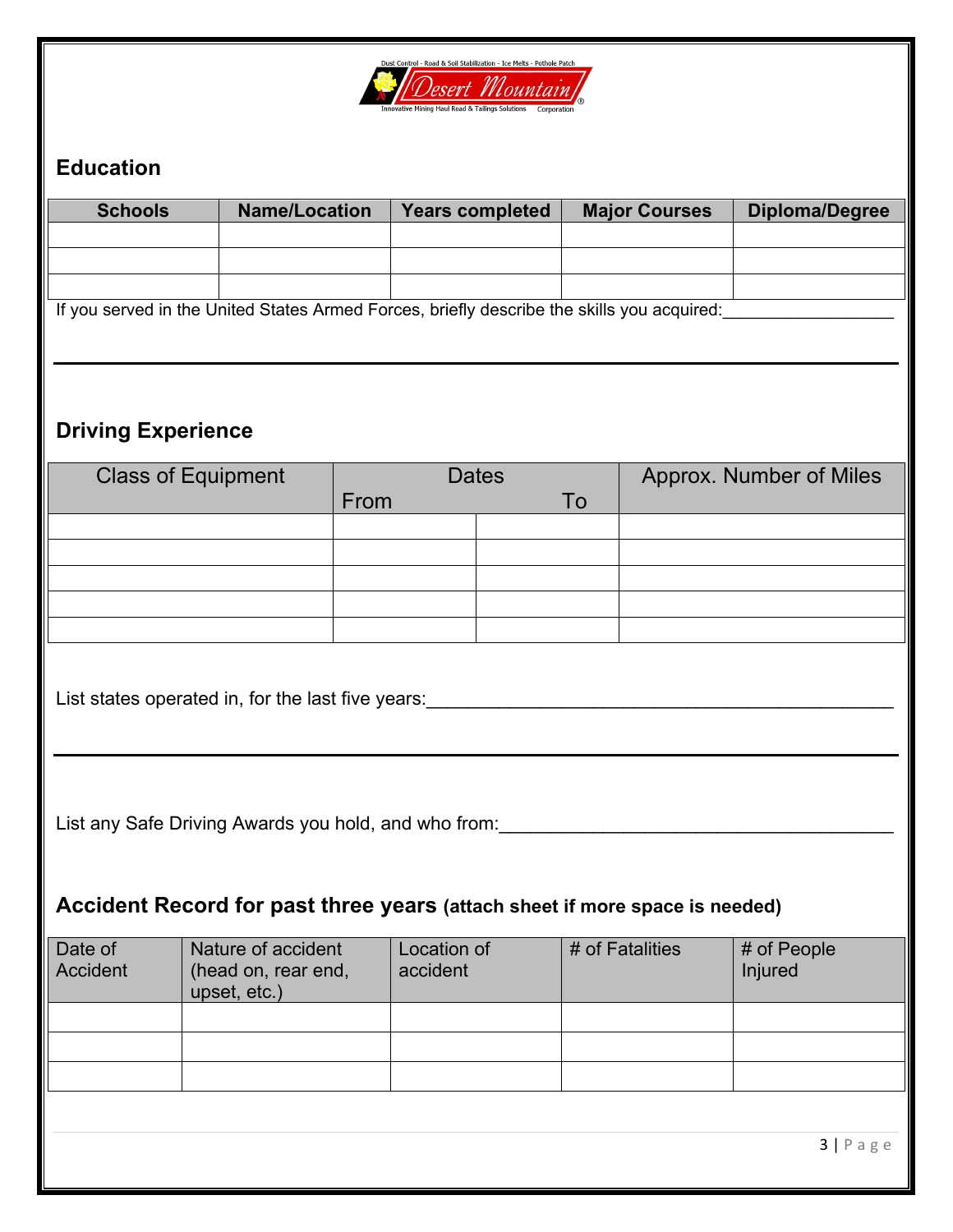## Education

| Schools | Name/Location | Years completed | Major Courses | Diploma/Degree |
|---|---|---|---|---|
| | | | | |
| | | | | |
| | | | | |

If you served in the United States Armed Forces, briefly describe the skills you acquired:__________________

## Driving Experience

| Class of Equipment | Dates | | Approx. Number of Miles |
|---|---|---|---|
| | From | To | |
| | | | |
| | | | |
| | | | |
| | | | |
| | | | |

List states operated in, for the last five years:_______________________________________________

List any Safe Driving Awards you hold, and who from:________________________________________

## Accident Record for past three years (attach sheet if more space is needed)

| Date of Accident | Nature of accident (head on, rear end, upset, etc.) | Location of accident | # of Fatalities | # of People Injured |
|---|---|---|---|---|
| | | | | |
| | | | | |
| | | | | |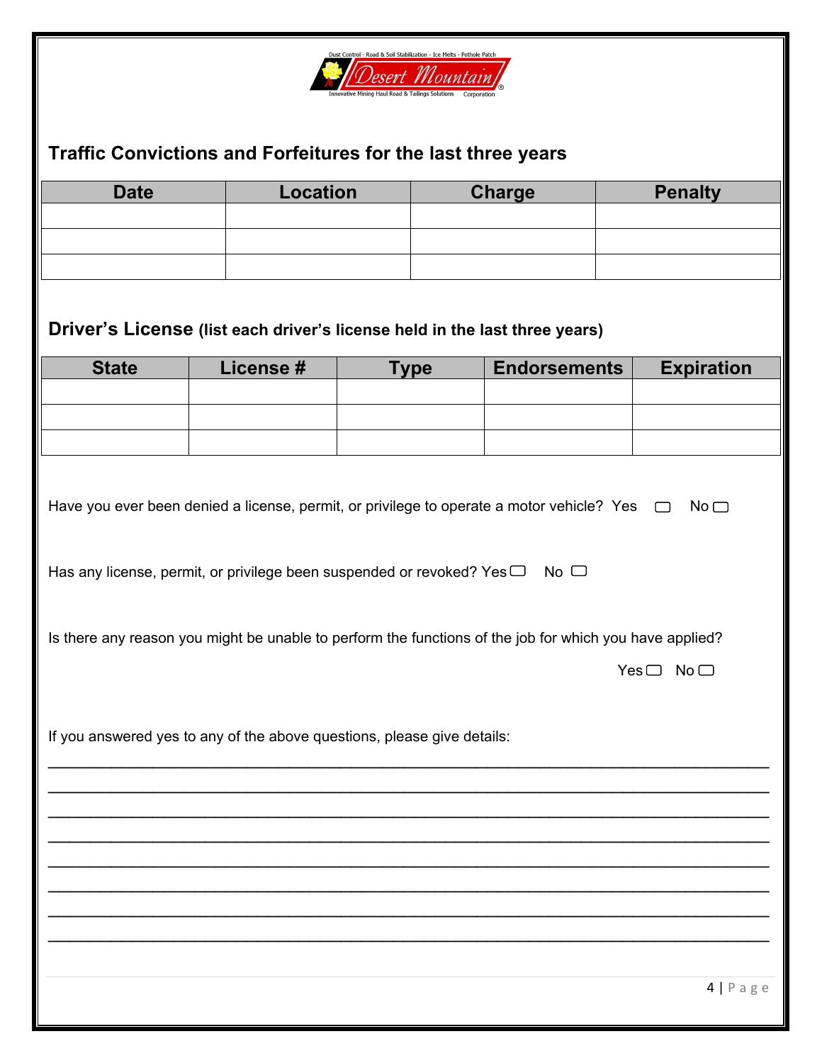## Traffic Convictions and Forfeitures for the last three years

| Date | Location | Charge | Penalty |
|---|---|---|---|
| | | | |
| | | | |
| | | | |

## Driver's License (list each driver's license held in the last three years)

| State | License # | Type | Endorsements | Expiration |
|---|---|---|---|---|
| | | | | |
| | | | | |
| | | | | |

Have you ever been denied a license, permit, or privilege to operate a motor vehicle? Yes ☐ No ☐

Has any license, permit, or privilege been suspended or revoked? Yes ☐ No ☐

Is there any reason you might be unable to perform the functions of the job for which you have applied?

Yes ☐ No ☐

If you answered yes to any of the above questions, please give details:

________________________________________________________________________________

________________________________________________________________________________

________________________________________________________________________________

________________________________________________________________________________

________________________________________________________________________________

________________________________________________________________________________

________________________________________________________________________________

________________________________________________________________________________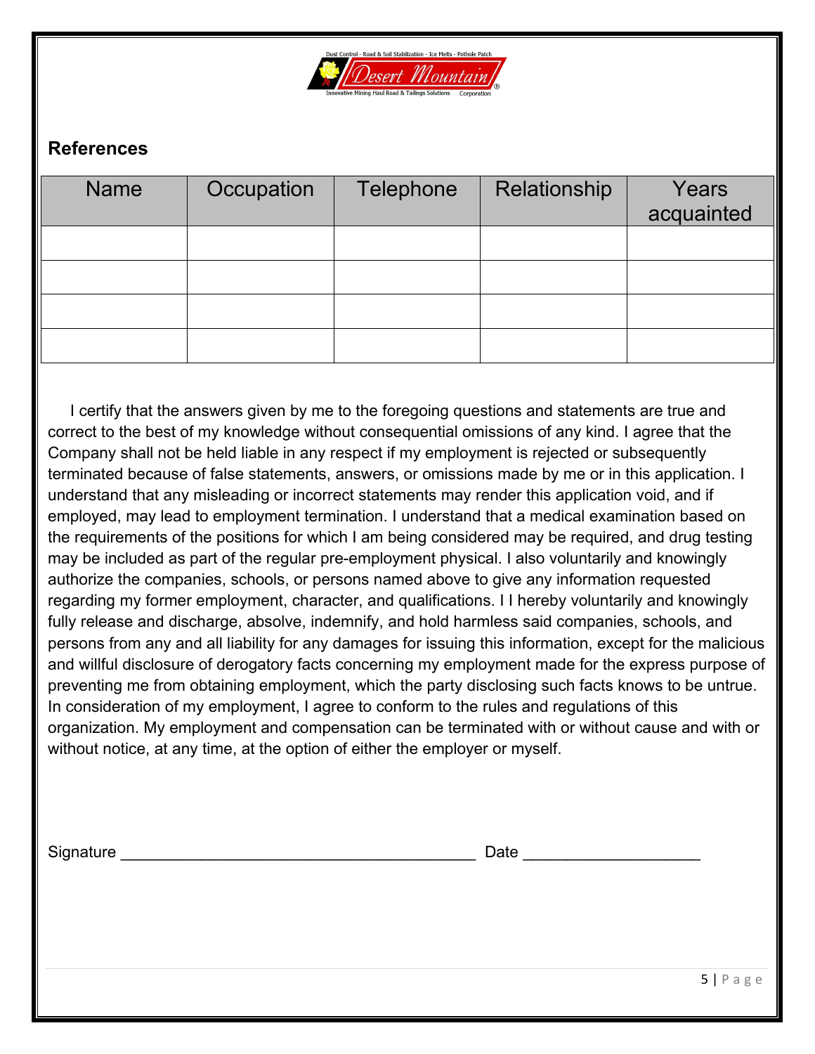## References

| Name | Occupation | Telephone | Relationship | Years acquainted |
|---|---|---|---|---|
| | | | | |
| | | | | |
| | | | | |
| | | | | |

I certify that the answers given by me to the foregoing questions and statements are true and correct to the best of my knowledge without consequential omissions of any kind. I agree that the Company shall not be held liable in any respect if my employment is rejected or subsequently terminated because of false statements, answers, or omissions made by me or in this application. I understand that any misleading or incorrect statements may render this application void, and if employed, may lead to employment termination. I understand that a medical examination based on the requirements of the positions for which I am being considered may be required, and drug testing may be included as part of the regular pre-employment physical. I also voluntarily and knowingly authorize the companies, schools, or persons named above to give any information requested regarding my former employment, character, and qualifications. I I hereby voluntarily and knowingly fully release and discharge, absolve, indemnify, and hold harmless said companies, schools, and persons from any and all liability for any damages for issuing this information, except for the malicious and willful disclosure of derogatory facts concerning my employment made for the express purpose of preventing me from obtaining employment, which the party disclosing such facts knows to be untrue. In consideration of my employment, I agree to conform to the rules and regulations of this organization. My employment and compensation can be terminated with or without cause and with or without notice, at any time, at the option of either the employer or myself.

Signature ________________________________________ Date ____________________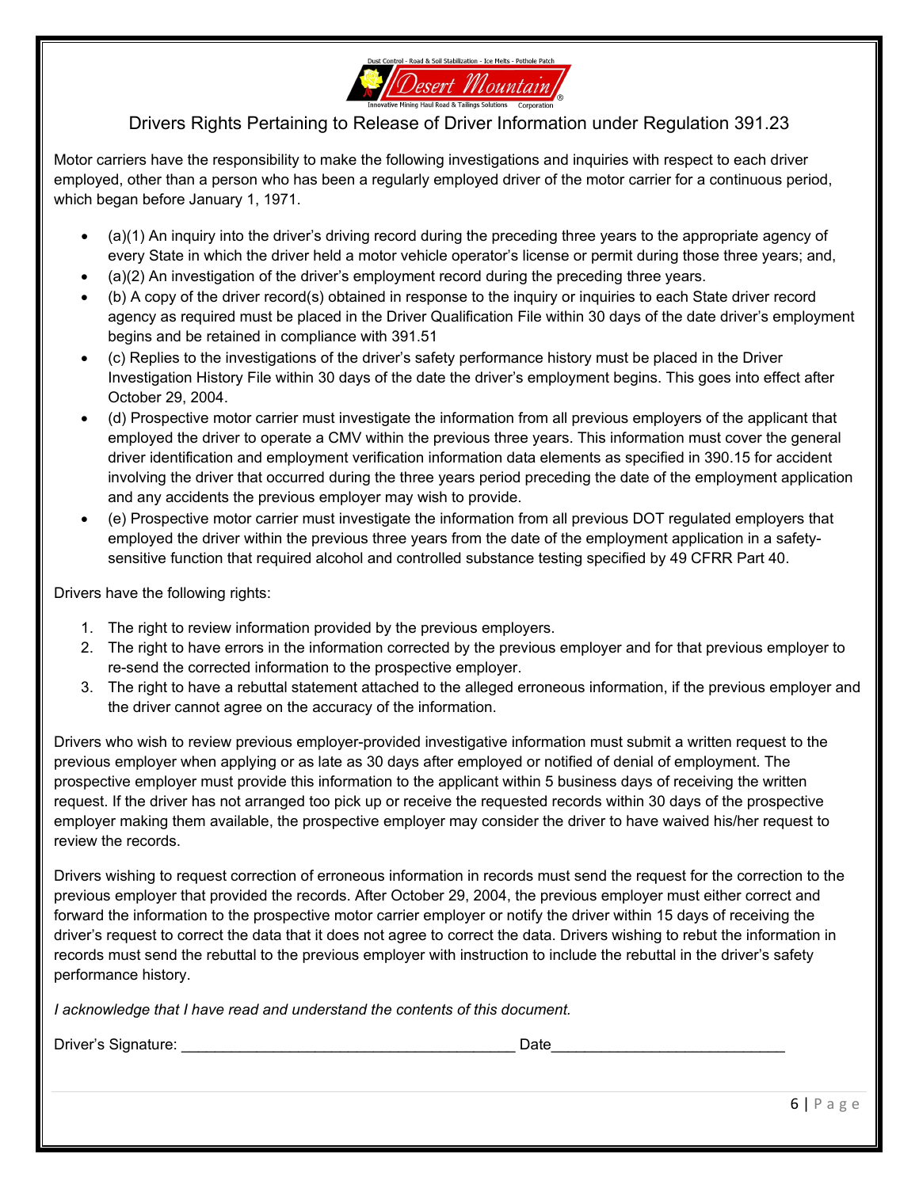Dust Control - Road & Soil Stabilization - Ice Melts - Pothole Patch

Desert Mountain®

Innovative Mining Haul Road & Tailings Solutions Corporation

## Drivers Rights Pertaining to Release of Driver Information under Regulation 391.23

Motor carriers have the responsibility to make the following investigations and inquiries with respect to each driver employed, other than a person who has been a regularly employed driver of the motor carrier for a continuous period, which began before January 1, 1971.

- (a)(1) An inquiry into the driver's driving record during the preceding three years to the appropriate agency of every State in which the driver held a motor vehicle operator's license or permit during those three years; and,
- (a)(2) An investigation of the driver's employment record during the preceding three years.
- (b) A copy of the driver record(s) obtained in response to the inquiry or inquiries to each State driver record agency as required must be placed in the Driver Qualification File within 30 days of the date driver's employment begins and be retained in compliance with 391.51
- (c) Replies to the investigations of the driver's safety performance history must be placed in the Driver Investigation History File within 30 days of the date the driver's employment begins. This goes into effect after October 29, 2004.
- (d) Prospective motor carrier must investigate the information from all previous employers of the applicant that employed the driver to operate a CMV within the previous three years. This information must cover the general driver identification and employment verification information data elements as specified in 390.15 for accident involving the driver that occurred during the three years period preceding the date of the employment application and any accidents the previous employer may wish to provide.
- (e) Prospective motor carrier must investigate the information from all previous DOT regulated employers that employed the driver within the previous three years from the date of the employment application in a safety-sensitive function that required alcohol and controlled substance testing specified by 49 CFRR Part 40.

Drivers have the following rights:

1. The right to review information provided by the previous employers.
2. The right to have errors in the information corrected by the previous employer and for that previous employer to re-send the corrected information to the prospective employer.
3. The right to have a rebuttal statement attached to the alleged erroneous information, if the previous employer and the driver cannot agree on the accuracy of the information.

Drivers who wish to review previous employer-provided investigative information must submit a written request to the previous employer when applying or as late as 30 days after employed or notified of denial of employment. The prospective employer must provide this information to the applicant within 5 business days of receiving the written request. If the driver has not arranged too pick up or receive the requested records within 30 days of the prospective employer making them available, the prospective employer may consider the driver to have waived his/her request to review the records.

Drivers wishing to request correction of erroneous information in records must send the request for the correction to the previous employer that provided the records. After October 29, 2004, the previous employer must either correct and forward the information to the prospective motor carrier employer or notify the driver within 15 days of receiving the driver's request to correct the data that it does not agree to correct the data. Drivers wishing to rebut the information in records must send the rebuttal to the previous employer with instruction to include the rebuttal in the driver's safety performance history.

*I acknowledge that I have read and understand the contents of this document.*

Driver's Signature: ________________________________________ Date____________________________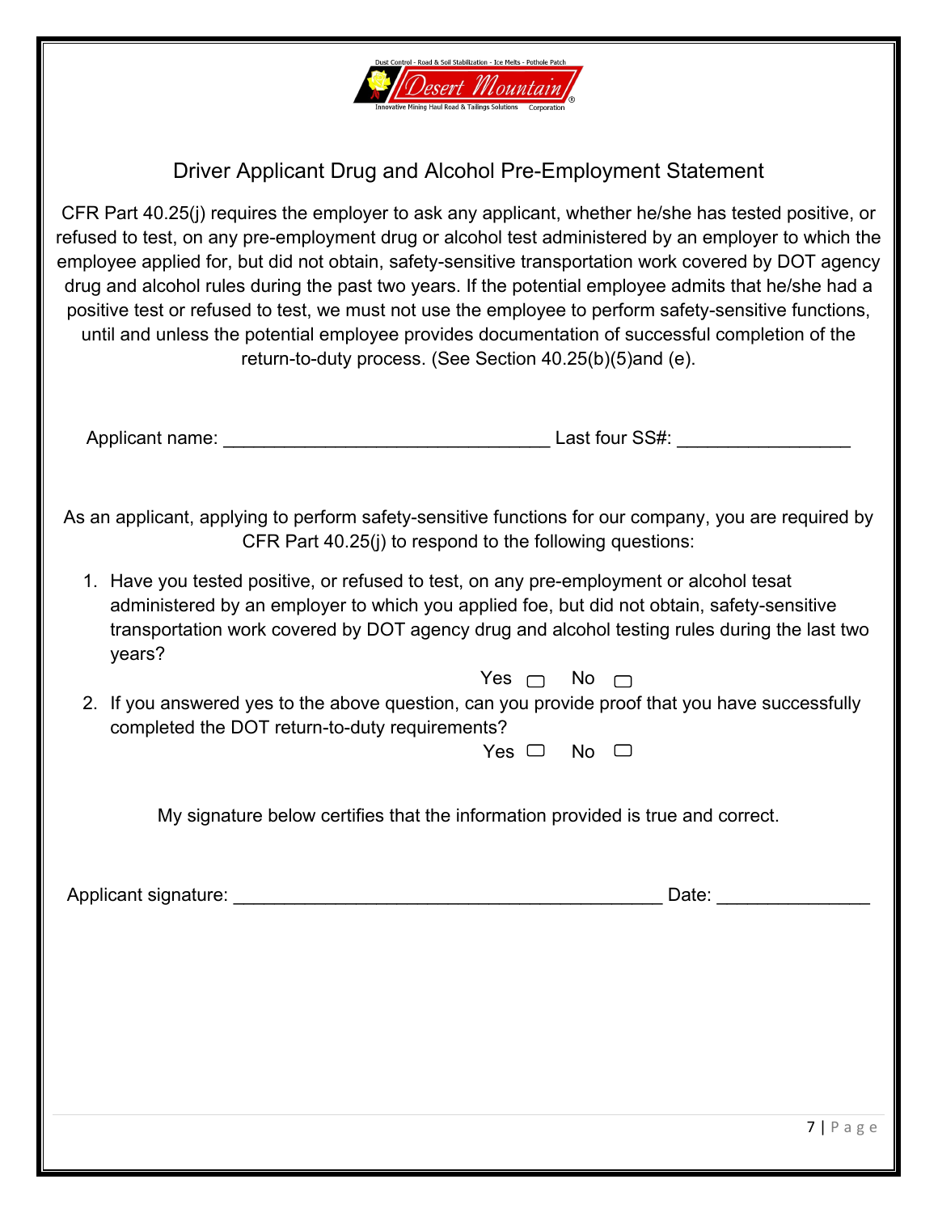Dust Control - Road & Soil Stabilization - Ice Melts - Pothole Patch

Desert Mountain®

Innovative Mining Haul Road & Tailings Solutions Corporation

## Driver Applicant Drug and Alcohol Pre-Employment Statement

CFR Part 40.25(j) requires the employer to ask any applicant, whether he/she has tested positive, or refused to test, on any pre-employment drug or alcohol test administered by an employer to which the employee applied for, but did not obtain, safety-sensitive transportation work covered by DOT agency drug and alcohol rules during the past two years. If the potential employee admits that he/she had a positive test or refused to test, we must not use the employee to perform safety-sensitive functions, until and unless the potential employee provides documentation of successful completion of the return-to-duty process. (See Section 40.25(b)(5)and (e).

Applicant name: ________________________________ Last four SS#: _________________

As an applicant, applying to perform safety-sensitive functions for our company, you are required by CFR Part 40.25(j) to respond to the following questions:

1. Have you tested positive, or refused to test, on any pre-employment or alcohol tesat administered by an employer to which you applied foe, but did not obtain, safety-sensitive transportation work covered by DOT agency drug and alcohol testing rules during the last two years?

   Yes ☐ No ☐

2. If you answered yes to the above question, can you provide proof that you have successfully completed the DOT return-to-duty requirements?

   Yes ☐ No ☐

My signature below certifies that the information provided is true and correct.

Applicant signature: ___________________________________________ Date: _______________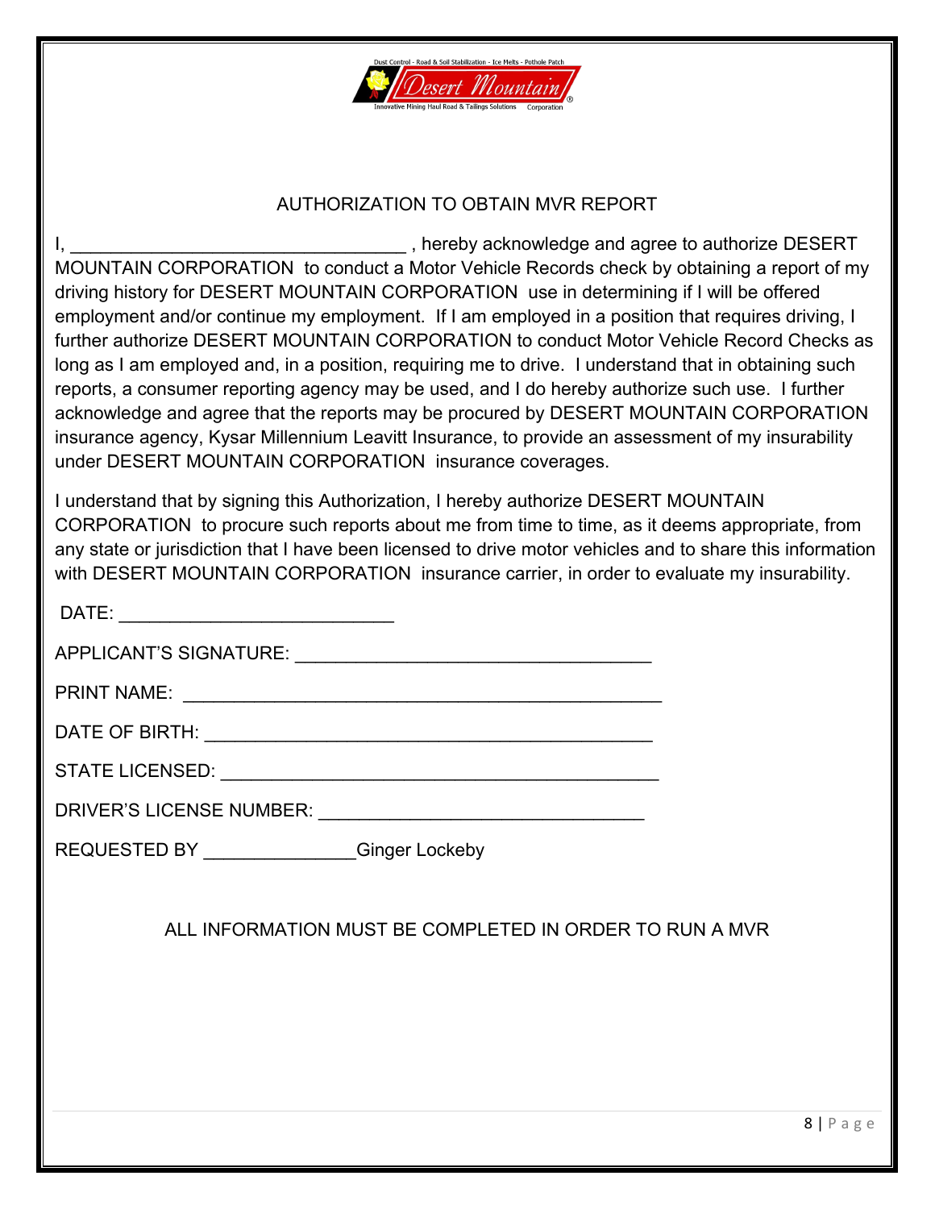Dust Control - Road & Soil Stabilization - Ice Melts - Pothole Patch

Desert Mountain®

Innovative Mining Haul Road & Tailings Solutions Corporation

## AUTHORIZATION TO OBTAIN MVR REPORT

I, ___________________________________ , hereby acknowledge and agree to authorize DESERT MOUNTAIN CORPORATION to conduct a Motor Vehicle Records check by obtaining a report of my driving history for DESERT MOUNTAIN CORPORATION use in determining if I will be offered employment and/or continue my employment. If I am employed in a position that requires driving, I further authorize DESERT MOUNTAIN CORPORATION to conduct Motor Vehicle Record Checks as long as I am employed and, in a position, requiring me to drive. I understand that in obtaining such reports, a consumer reporting agency may be used, and I do hereby authorize such use. I further acknowledge and agree that the reports may be procured by DESERT MOUNTAIN CORPORATION insurance agency, Kysar Millennium Leavitt Insurance, to provide an assessment of my insurability under DESERT MOUNTAIN CORPORATION insurance coverages.

I understand that by signing this Authorization, I hereby authorize DESERT MOUNTAIN CORPORATION to procure such reports about me from time to time, as it deems appropriate, from any state or jurisdiction that I have been licensed to drive motor vehicles and to share this information with DESERT MOUNTAIN CORPORATION insurance carrier, in order to evaluate my insurability.

DATE: ____________________________

APPLICANT'S SIGNATURE: ____________________________________

PRINT NAME: _________________________________________________

DATE OF BIRTH: ______________________________________________

STATE LICENSED: _____________________________________________

DRIVER'S LICENSE NUMBER: _________________________________

REQUESTED BY _______________Ginger Lockeby

ALL INFORMATION MUST BE COMPLETED IN ORDER TO RUN A MVR